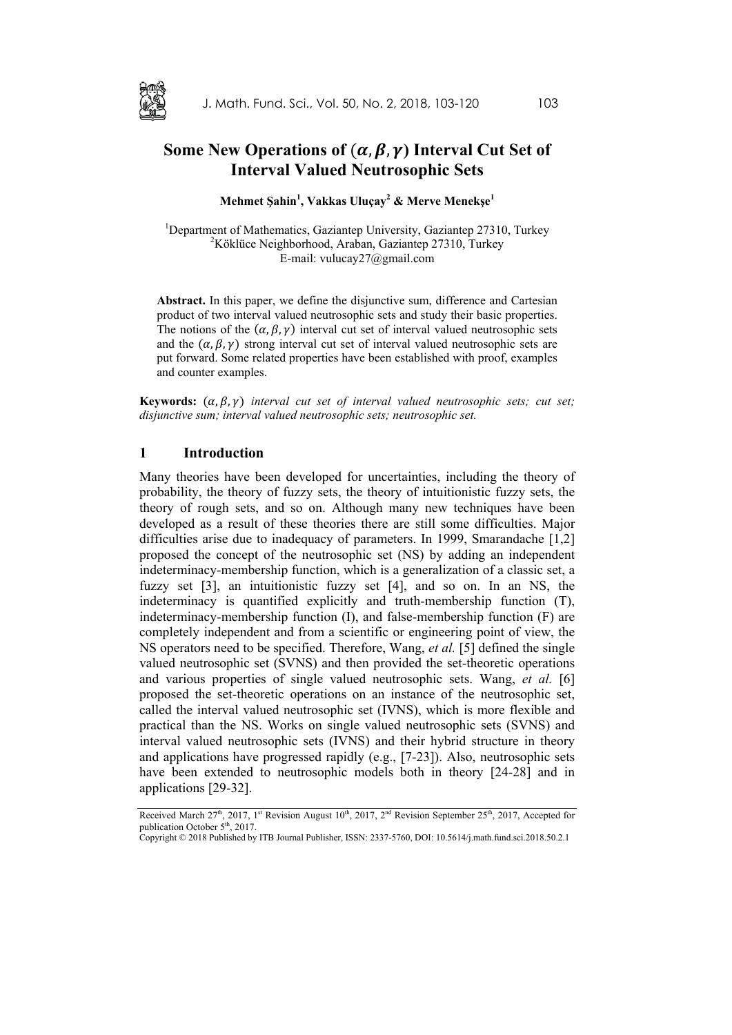# Some New Operations of $(\alpha, \beta, \gamma)$ Interval Cut Set of Interval Valued Neutrosophic Sets

**Mehmet Şahin[1], Vakkas Uluçay[2] & Merve Menekşe[1]**

[1]Department of Mathematics, Gaziantep University, Gaziantep 27310, Turkey
[2]Köklüce Neighborhood, Araban, Gaziantep 27310, Turkey
E-mail: vulucay27@gmail.com

**Abstract.** In this paper, we define the disjunctive sum, difference and Cartesian product of two interval valued neutrosophic sets and study their basic properties. The notions of the $(\alpha, \beta, \gamma)$ interval cut set of interval valued neutrosophic sets and the $(\alpha, \beta, \gamma)$ strong interval cut set of interval valued neutrosophic sets are put forward. Some related properties have been established with proof, examples and counter examples.

**Keywords:** *$(\alpha, \beta, \gamma)$ interval cut set of interval valued neutrosophic sets; cut set; disjunctive sum; interval valued neutrosophic sets; neutrosophic set.*

## 1 Introduction

Many theories have been developed for uncertainties, including the theory of probability, the theory of fuzzy sets, the theory of intuitionistic fuzzy sets, the theory of rough sets, and so on. Although many new techniques have been developed as a result of these theories there are still some difficulties. Major difficulties arise due to inadequacy of parameters. In 1999, Smarandache [1,2] proposed the concept of the neutrosophic set (NS) by adding an independent indeterminacy-membership function, which is a generalization of a classic set, a fuzzy set [3], an intuitionistic fuzzy set [4], and so on. In an NS, the indeterminacy is quantified explicitly and truth-membership function (T), indeterminacy-membership function (I), and false-membership function (F) are completely independent and from a scientific or engineering point of view, the NS operators need to be specified. Therefore, Wang, *et al.* [5] defined the single valued neutrosophic set (SVNS) and then provided the set-theoretic operations and various properties of single valued neutrosophic sets. Wang, *et al.* [6] proposed the set-theoretic operations on an instance of the neutrosophic set, called the interval valued neutrosophic set (IVNS), which is more flexible and practical than the NS. Works on single valued neutrosophic sets (SVNS) and interval valued neutrosophic sets (IVNS) and their hybrid structure in theory and applications have progressed rapidly (e.g., [7-23]). Also, neutrosophic sets have been extended to neutrosophic models both in theory [24-28] and in applications [29-32].

Received March 27th, 2017, 1st Revision August 10th, 2017, 2nd Revision September 25th, 2017, Accepted for publication October 5th, 2017.
Copyright © 2018 Published by ITB Journal Publisher, ISSN: 2337-5760, DOI: 10.5614/j.math.fund.sci.2018.50.2.1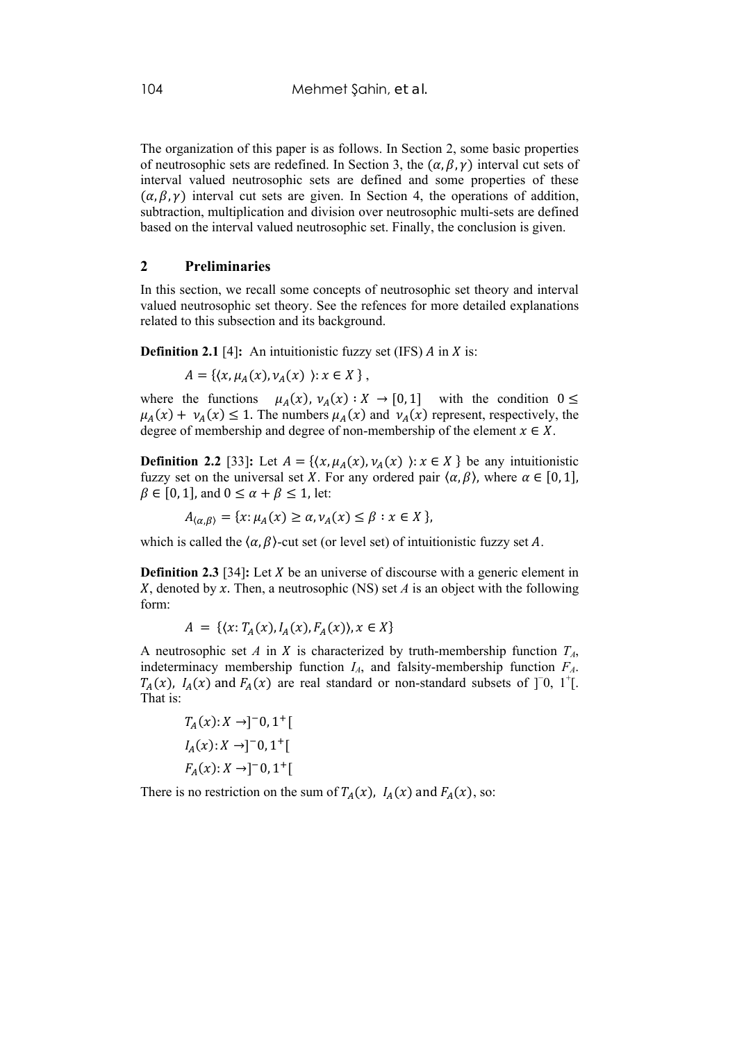The organization of this paper is as follows. In Section 2, some basic properties of neutrosophic sets are redefined. In Section 3, the $(\alpha, \beta, \gamma)$ interval cut sets of interval valued neutrosophic sets are defined and some properties of these $(\alpha, \beta, \gamma)$ interval cut sets are given. In Section 4, the operations of addition, subtraction, multiplication and division over neutrosophic multi-sets are defined based on the interval valued neutrosophic set. Finally, the conclusion is given.

## 2 Preliminaries

In this section, we recall some concepts of neutrosophic set theory and interval valued neutrosophic set theory. See the refences for more detailed explanations related to this subsection and its background.

**Definition 2.1** [4]**:** An intuitionistic fuzzy set (IFS) $A$ in $X$ is:

$$A = \{\langle x, \mu_A(x), \nu_A(x) \rangle : x \in X\},$$

where the functions $\mu_A(x), \nu_A(x) : X \rightarrow [0,1]$ with the condition $0 \leq \mu_A(x) + \nu_A(x) \leq 1$. The numbers $\mu_A(x)$ and $\nu_A(x)$ represent, respectively, the degree of membership and degree of non-membership of the element $x \in X$.

**Definition 2.2** [33]**:** Let $A = \{\langle x, \mu_A(x), \nu_A(x) \rangle : x \in X\}$ be any intuitionistic fuzzy set on the universal set $X$. For any ordered pair $\langle \alpha, \beta \rangle$, where $\alpha \in [0,1]$, $\beta \in [0,1]$, and $0 \leq \alpha + \beta \leq 1$, let:

$$A_{\langle \alpha, \beta \rangle} = \{x : \mu_A(x) \geq \alpha, \nu_A(x) \leq \beta : x \in X\},$$

which is called the $\langle \alpha, \beta \rangle$-cut set (or level set) of intuitionistic fuzzy set $A$.

**Definition 2.3** [34]**:** Let $X$ be an universe of discourse with a generic element in $X$, denoted by $x$. Then, a neutrosophic (NS) set $A$ is an object with the following form:

$$A = \{\langle x : T_A(x), I_A(x), F_A(x) \rangle, x \in X\}$$

A neutrosophic set $A$ in $X$ is characterized by truth-membership function $T_A$, indeterminacy membership function $I_A$, and falsity-membership function $F_A$. $T_A(x)$, $I_A(x)$ and $F_A(x)$ are real standard or non-standard subsets of $]^-0, 1^+[$. That is:

$$T_A(x) : X \rightarrow ]^-0, 1^+[$$

$$I_A(x) : X \rightarrow ]^-0, 1^+[$$

$$F_A(x) : X \rightarrow ]^-0, 1^+[$$

There is no restriction on the sum of $T_A(x)$, $I_A(x)$ and $F_A(x)$, so: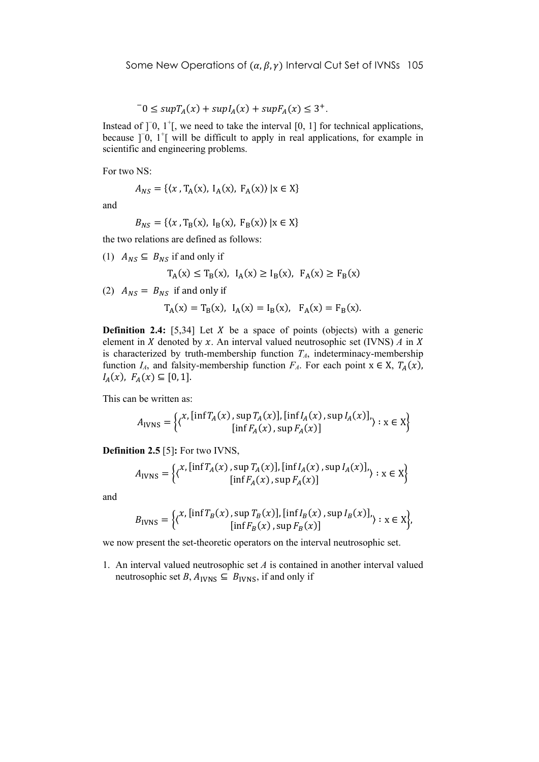$$^{-}0 \leq supT_A(x) + supI_A(x) + supF_A(x) \leq 3^{+}.$$

Instead of $]^{-}0, 1^{+}[$, we need to take the interval [0, 1] for technical applications, because $]^{-}0, 1^{+}[$ will be difficult to apply in real applications, for example in scientific and engineering problems.

For two NS:

$$A_{NS} = \{\langle x, \mathrm{T_A(x)}, \mathrm{I_A(x)}, \mathrm{F_A(x)}\rangle \,|\mathrm{x} \in \mathrm{X}\}$$

and

$$B_{NS} = \{\langle x, \mathrm{T_B(x)}, \mathrm{I_B(x)}, \mathrm{F_B(x)}\rangle \,|\mathrm{x} \in \mathrm{X}\}$$

the two relations are defined as follows:

(1) $A_{NS} \subseteq B_{NS}$ if and only if

$$\mathrm{T_A(x)} \leq \mathrm{T_B(x)},\ \mathrm{I_A(x)} \geq \mathrm{I_B(x)},\ \mathrm{F_A(x)} \geq \mathrm{F_B(x)}$$

(2) $A_{NS} = B_{NS}$ if and only if

$$\mathrm{T_A(x)} = \mathrm{T_B(x)},\ \mathrm{I_A(x)} = \mathrm{I_B(x)},\ \mathrm{F_A(x)} = \mathrm{F_B(x)}.$$

**Definition 2.4:** [5,34] Let $X$ be a space of points (objects) with a generic element in $X$ denoted by $x$. An interval valued neutrosophic set (IVNS) $A$ in $X$ is characterized by truth-membership function $T_A$, indeterminacy-membership function $I_A$, and falsity-membership function $F_A$. For each point $\mathrm{x} \in \mathrm{X}$, $T_A(x)$, $I_A(x)$, $F_A(x) \subseteq [0, 1]$.

This can be written as:

$$A_{\mathrm{IVNS}} = \left\{\left\langle \begin{matrix} x, [\inf T_A(x), \sup T_A(x)], [\inf I_A(x), \sup I_A(x)], \\ [\inf F_A(x), \sup F_A(x)] \end{matrix} \right\rangle : \mathrm{x} \in \mathrm{X}\right\}$$

**Definition 2.5** [5]**:** For two IVNS,

$$A_{\mathrm{IVNS}} = \left\{\left\langle \begin{matrix} x, [\inf T_A(x), \sup T_A(x)], [\inf I_A(x), \sup I_A(x)], \\ [\inf F_A(x), \sup F_A(x)] \end{matrix} \right\rangle : \mathrm{x} \in \mathrm{X}\right\}$$

and

$$B_{\mathrm{IVNS}} = \left\{\left\langle \begin{matrix} x, [\inf T_B(x), \sup T_B(x)], [\inf I_B(x), \sup I_B(x)], \\ [\inf F_B(x), \sup F_B(x)] \end{matrix} \right\rangle : \mathrm{x} \in \mathrm{X}\right\},$$

we now present the set-theoretic operators on the interval neutrosophic set.

1. An interval valued neutrosophic set $A$ is contained in another interval valued neutrosophic set $B$, $A_{\mathrm{IVNS}} \subseteq B_{\mathrm{IVNS}}$, if and only if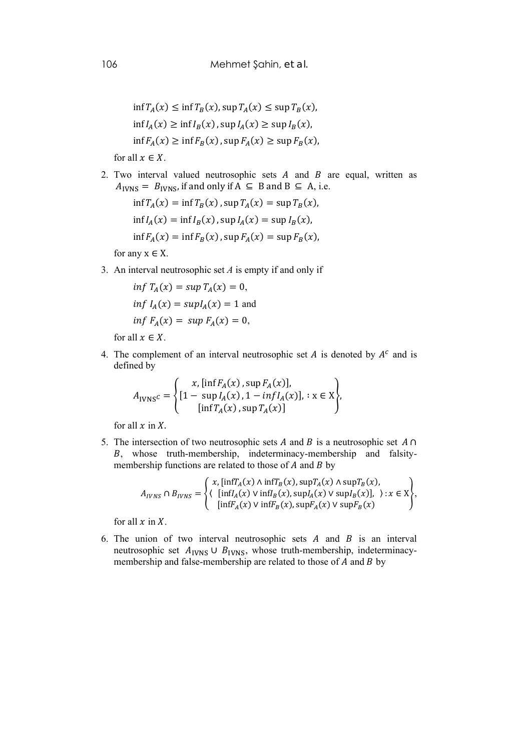$$\inf T_A(x) \leq \inf T_B(x), \sup T_A(x) \leq \sup T_B(x),$$

$$\inf I_A(x) \geq \inf I_B(x), \sup I_A(x) \geq \sup I_B(x),$$

$$\inf F_A(x) \geq \inf F_B(x), \sup F_A(x) \geq \sup F_B(x),$$

for all $x \in X$.

2. Two interval valued neutrosophic sets $A$ and $B$ are equal, written as $A_{\text{IVNS}} = B_{\text{IVNS}}$, if and only if $A \subseteq B$ and $B \subseteq A$, i.e.

$$\inf T_A(x) = \inf T_B(x), \sup T_A(x) = \sup T_B(x),$$

$$\inf I_A(x) = \inf I_B(x), \sup I_A(x) = \sup I_B(x),$$

$$\inf F_A(x) = \inf F_B(x), \sup F_A(x) = \sup F_B(x),$$

for any $x \in X$.

3. An interval neutrosophic set $A$ is empty if and only if

$$inf\ T_A(x) = sup\ T_A(x) = 0,$$

$$inf\ I_A(x) = sup I_A(x) = 1 \text{ and}$$

$$inf\ F_A(x) = sup\ F_A(x) = 0,$$

for all $x \in X$.

4. The complement of an interval neutrosophic set $A$ is denoted by $A^c$ and is defined by

$$A_{\text{IVNS}^c} = \left\{ \begin{matrix} x, [\inf F_A(x), \sup F_A(x)], \\ [1 - \sup I_A(x), 1 - inf I_A(x)], : x \in X \\ [\inf T_A(x), \sup T_A(x)] \end{matrix} \right\},$$

for all $x$ in $X$.

5. The intersection of two neutrosophic sets $A$ and $B$ is a neutrosophic set $A \cap B$, whose truth-membership, indeterminacy-membership and falsity-membership functions are related to those of $A$ and $B$ by

$$A_{IVNS} \cap B_{IVNS} = \left\{ \begin{matrix} x, [\inf T_A(x) \wedge \inf T_B(x), \sup T_A(x) \wedge \sup T_B(x), \\ \langle\ [\inf I_A(x) \vee \inf I_B(x), \sup I_A(x) \vee \sup I_B(x)],\ \rangle : x \in X \\ [\inf F_A(x) \vee \inf F_B(x), \sup F_A(x) \vee \sup F_B(x) \end{matrix} \right\},$$

for all $x$ in $X$.

6. The union of two interval neutrosophic sets $A$ and $B$ is an interval neutrosophic set $A_{\text{IVNS}} \cup B_{\text{IVNS}}$, whose truth-membership, indeterminacy-membership and false-membership are related to those of $A$ and $B$ by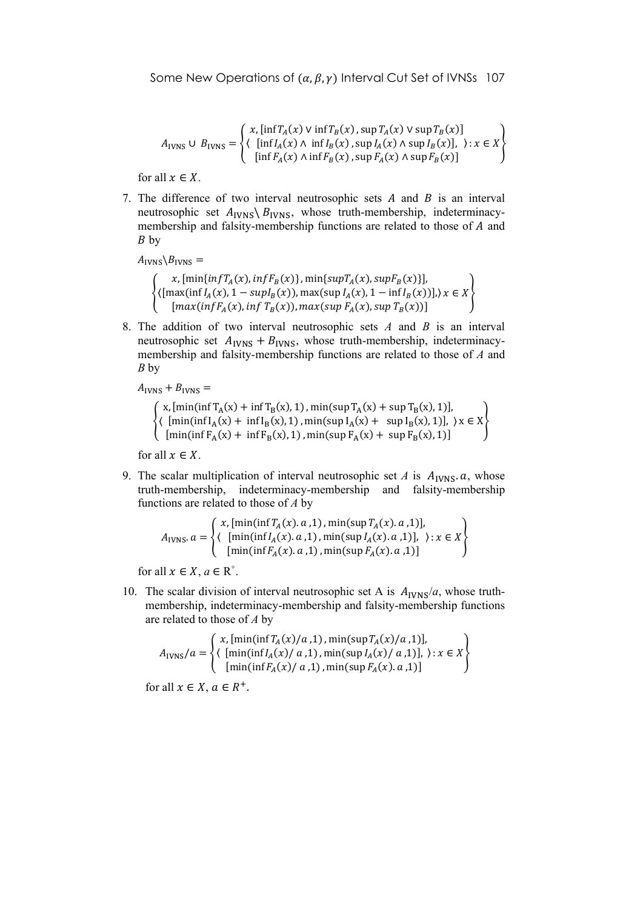$$A_{\text{IVNS}} \cup B_{\text{IVNS}} = \left\{ \begin{matrix} x, [\inf T_A(x) \vee \inf T_B(x), \sup T_A(x) \vee \sup T_B(x)] \\ \langle \ [\inf I_A(x) \wedge \inf I_B(x), \sup I_A(x) \wedge \sup I_B(x)], \ \rangle : x \in X \\ [\inf F_A(x) \wedge \inf F_B(x), \sup F_A(x) \wedge \sup F_B(x)] \end{matrix} \right\}$$

for all $x \in X$.

7. The difference of two interval neutrosophic sets $A$ and $B$ is an interval neutrosophic set $A_{\text{IVNS}} \setminus B_{\text{IVNS}}$, whose truth-membership, indeterminacy-membership and falsity-membership functions are related to those of $A$ and $B$ by

   $A_{\text{IVNS}} \setminus B_{\text{IVNS}} =$

$$\left\{ \begin{matrix} x, [\min\{inf T_A(x), inf F_B(x)\}, \min\{sup T_A(x), sup F_B(x)\}], \\ \langle [\max(\inf I_A(x), 1 - sup I_B(x)), \max(\sup I_A(x), 1 - \inf I_B(x))], \rangle \, x \in X \\ [max(inf F_A(x), inf\ T_B(x)), max(sup\ F_A(x), sup\ T_B(x))] \end{matrix} \right\}$$

8. The addition of two interval neutrosophic sets $A$ and $B$ is an interval neutrosophic set $A_{\text{IVNS}} + B_{\text{IVNS}}$, whose truth-membership, indeterminacy-membership and falsity-membership functions are related to those of $A$ and $B$ by

   $A_{\text{IVNS}} + B_{\text{IVNS}} =$

$$\left\{ \begin{matrix} \text{x}, [\min(\inf \text{T}_\text{A}(\text{x}) + \inf \text{T}_\text{B}(\text{x}), 1), \min(\sup \text{T}_\text{A}(\text{x}) + \sup \text{T}_\text{B}(\text{x}), 1)], \\ \langle \ [\min(\inf \text{I}_\text{A}(\text{x}) + \inf \text{I}_\text{B}(\text{x}), 1), \min(\sup \text{I}_\text{A}(\text{x}) + \sup \text{I}_\text{B}(\text{x}), 1)], \ \rangle \, \text{x} \in \text{X} \\ [\min(\inf \text{F}_\text{A}(\text{x}) + \inf \text{F}_\text{B}(\text{x}), 1), \min(\sup \text{F}_\text{A}(\text{x}) + \sup \text{F}_\text{B}(\text{x}), 1)] \end{matrix} \right\}$$

   for all $x \in X$.

9. The scalar multiplication of interval neutrosophic set *A* is $A_{\text{IVNS}}.a$, whose truth-membership, indeterminacy-membership and falsity-membership functions are related to those of *A* by

$$A_{\text{IVNS}}.a = \left\{ \begin{matrix} x, [\min(\inf T_A(x).a, 1), \min(\sup T_A(x).a, 1)], \\ \langle \ [\min(\inf I_A(x).a, 1), \min(\sup I_A(x).a, 1)], \ \rangle : x \in X \\ [\min(\inf F_A(x).a, 1), \min(\sup F_A(x).a, 1)] \end{matrix} \right\}$$

   for all $x \in X$, $a \in \text{R}^+$.

10. The scalar division of interval neutrosophic set A is $A_{\text{IVNS}}/a$, whose truth-membership, indeterminacy-membership and falsity-membership functions are related to those of *A* by

$$A_{\text{IVNS}}/a = \left\{ \begin{matrix} x, [\min(\inf T_A(x)/a, 1), \min(\sup T_A(x)/a, 1)], \\ \langle \ [\min(\inf I_A(x)/a, 1), \min(\sup I_A(x)/a, 1)], \ \rangle : x \in X \\ [\min(\inf F_A(x)/a, 1), \min(\sup F_A(x).a, 1)] \end{matrix} \right\}$$

    for all $x \in X$, $a \in R^+$.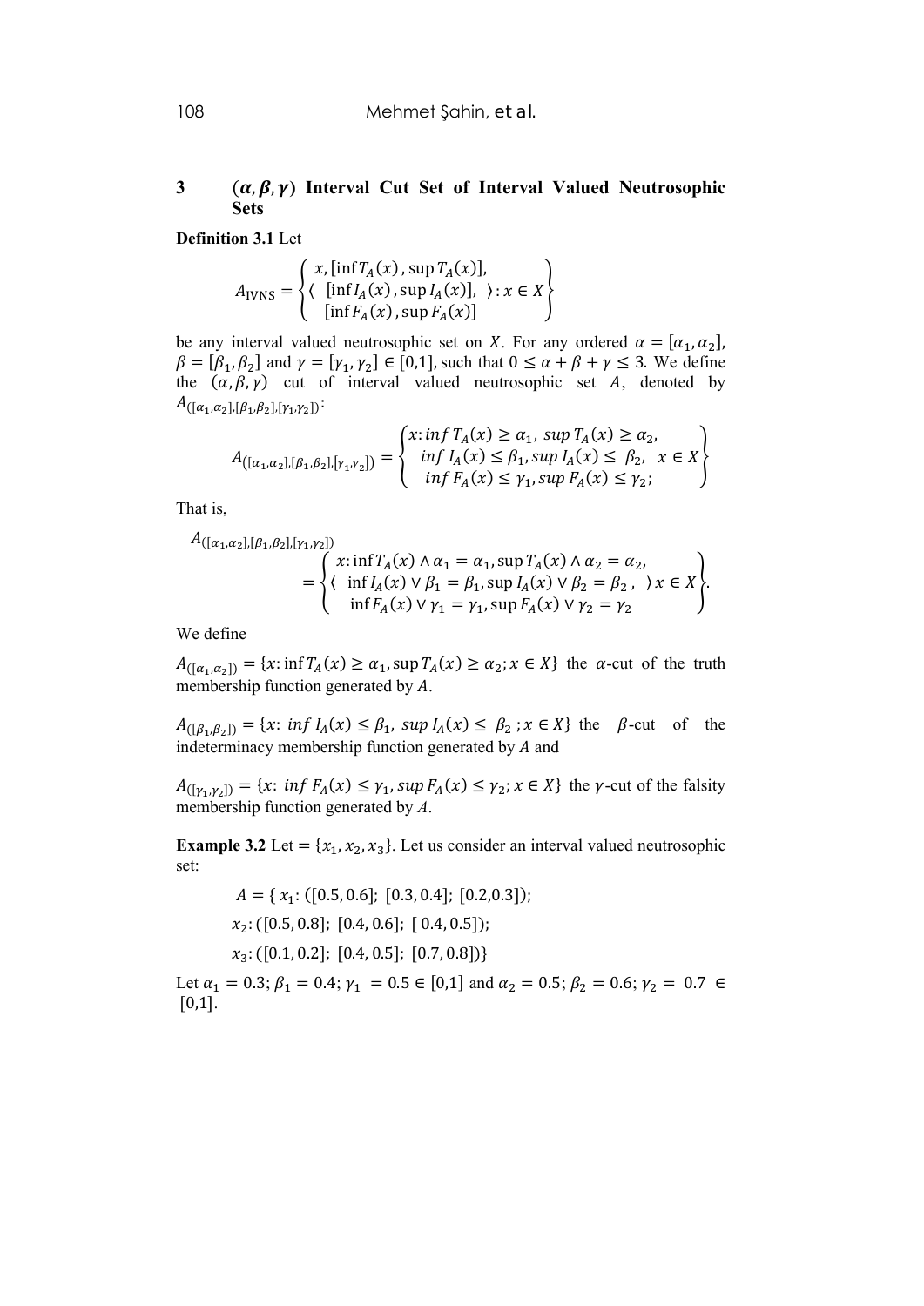## 3 $(\boldsymbol{\alpha}, \boldsymbol{\beta}, \boldsymbol{\gamma})$ Interval Cut Set of Interval Valued Neutrosophic Sets

**Definition 3.1** Let

$$A_{\text{IVNS}} = \left\{ \langle \begin{array}{c} x, [\inf T_A(x), \sup T_A(x)], \\ [\inf I_A(x), \sup I_A(x)], \\ [\inf F_A(x), \sup F_A(x)] \end{array} \rangle : x \in X \right\}$$

be any interval valued neutrosophic set on $X$. For any ordered $\alpha = [\alpha_1, \alpha_2]$, $\beta = [\beta_1, \beta_2]$ and $\gamma = [\gamma_1, \gamma_2] \in [0,1]$, such that $0 \leq \alpha + \beta + \gamma \leq 3$. We define the $(\alpha, \beta, \gamma)$ cut of interval valued neutrosophic set $A$, denoted by $A_{([\alpha_1,\alpha_2],[\beta_1,\beta_2],[\gamma_1,\gamma_2])}$:

$$A_{([\alpha_1,\alpha_2],[\beta_1,\beta_2],[\gamma_1,\gamma_2])} = \left\{ \begin{array}{c} x: inf\, T_A(x) \geq \alpha_1,\ sup\, T_A(x) \geq \alpha_2, \\ inf\, I_A(x) \leq \beta_1, sup\, I_A(x) \leq \ \beta_2, \ \ x \in X \\ inf\, F_A(x) \leq \gamma_1, sup\, F_A(x) \leq \gamma_2; \end{array} \right\}$$

That is,

$$A_{([\alpha_1,\alpha_2],[\beta_1,\beta_2],[\gamma_1,\gamma_2])} = \left\{ \langle \begin{array}{c} x: \inf T_A(x) \wedge \alpha_1 = \alpha_1, \sup T_A(x) \wedge \alpha_2 = \alpha_2, \\ \inf I_A(x) \vee \beta_1 = \beta_1, \sup I_A(x) \vee \beta_2 = \beta_2\,, \\ \inf F_A(x) \vee \gamma_1 = \gamma_1, \sup F_A(x) \vee \gamma_2 = \gamma_2 \end{array} \rangle\, x \in X \right\}.$$

We define

$A_{([\alpha_1,\alpha_2])} = \{x: \inf T_A(x) \geq \alpha_1, \sup T_A(x) \geq \alpha_2; x \in X\}$ the $\alpha$-cut of the truth membership function generated by $A$.

$A_{([\beta_1,\beta_2])} = \{x:\ inf\, I_A(x) \leq \beta_1,\ sup\, I_A(x) \leq\ \beta_2\ ; x \in X\}$ the $\beta$-cut of the indeterminacy membership function generated by $A$ and

$A_{([\gamma_1,\gamma_2])} = \{x:\ inf\, F_A(x) \leq \gamma_1, sup\, F_A(x) \leq \gamma_2; x \in X\}$ the $\gamma$-cut of the falsity membership function generated by $A$.

**Example 3.2** Let $= \{x_1, x_2, x_3\}$. Let us consider an interval valued neutrosophic set:

$A = \{\ x_1$: ([0.5, 0.6]; [0.3, 0.4]; [0.2,0.3]);

$x_2$: ([0.5, 0.8]; [0.4, 0.6]; [ 0.4, 0.5]);

$x_3$: ([0.1, 0.2]; [0.4, 0.5]; [0.7, 0.8])}

Let $\alpha_1 = 0.3; \beta_1 = 0.4; \gamma_1\ = 0.5 \in [0,1]$ and $\alpha_2 = 0.5; \beta_2 = 0.6; \gamma_2 =\ 0.7\ \in\ [0,1]$.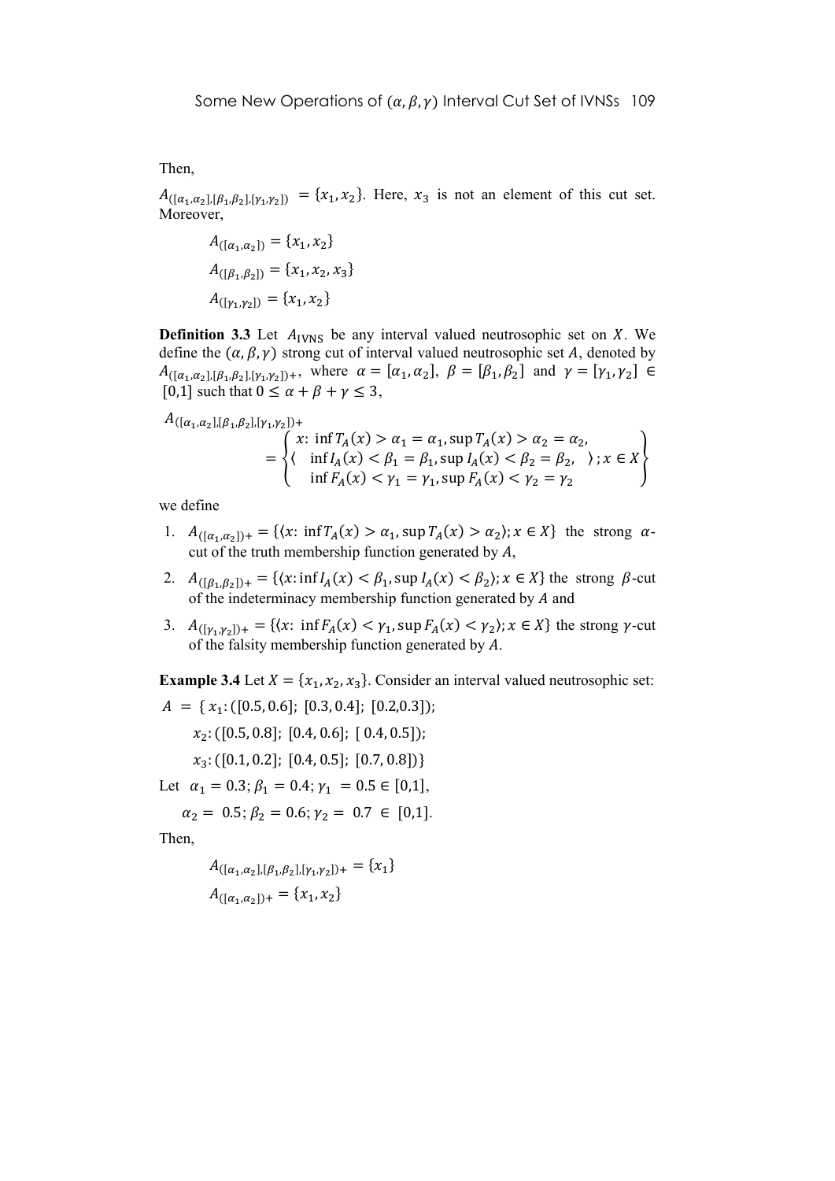Then,

$A_{([\alpha_1,\alpha_2],[\beta_1,\beta_2],[\gamma_1,\gamma_2])} = \{x_1, x_2\}$. Here, $x_3$ is not an element of this cut set. Moreover,

$$A_{([\alpha_1,\alpha_2])} = \{x_1, x_2\}$$

$$A_{([\beta_1,\beta_2])} = \{x_1, x_2, x_3\}$$

$$A_{([\gamma_1,\gamma_2])} = \{x_1, x_2\}$$

**Definition 3.3** Let $A_{\text{IVNS}}$ be any interval valued neutrosophic set on $X$. We define the $(\alpha, \beta, \gamma)$ strong cut of interval valued neutrosophic set $A$, denoted by $A_{([\alpha_1,\alpha_2],[\beta_1,\beta_2],[\gamma_1,\gamma_2])+}$, where $\alpha = [\alpha_1, \alpha_2]$, $\beta = [\beta_1, \beta_2]$ and $\gamma = [\gamma_1, \gamma_2] \in [0,1]$ such that $0 \le \alpha + \beta + \gamma \le 3$,

$$A_{([\alpha_1,\alpha_2],[\beta_1,\beta_2],[\gamma_1,\gamma_2])+} = \left\{ \left\langle \begin{array}{l} x:\ \inf T_A(x) > \alpha_1 = \alpha_1, \sup T_A(x) > \alpha_2 = \alpha_2, \\ \inf I_A(x) < \beta_1 = \beta_1, \sup I_A(x) < \beta_2 = \beta_2, \\ \inf F_A(x) < \gamma_1 = \gamma_1, \sup F_A(x) < \gamma_2 = \gamma_2 \end{array} \right\rangle ; x \in X \right\}$$

we define

1. $A_{([\alpha_1,\alpha_2])+} = \{\langle x:\ \inf T_A(x) > \alpha_1, \sup T_A(x) > \alpha_2 \rangle; x \in X\}$ the strong $\alpha$-cut of the truth membership function generated by $A$,
2. $A_{([\beta_1,\beta_2])+} = \{\langle x: \inf I_A(x) < \beta_1, \sup I_A(x) < \beta_2 \rangle; x \in X\}$ the strong $\beta$-cut of the indeterminacy membership function generated by $A$ and
3. $A_{([\gamma_1,\gamma_2])+} = \{\langle x:\ \inf F_A(x) < \gamma_1, \sup F_A(x) < \gamma_2 \rangle; x \in X\}$ the strong $\gamma$-cut of the falsity membership function generated by $A$.

**Example 3.4** Let $X = \{x_1, x_2, x_3\}$. Consider an interval valued neutrosophic set:

$A = \{\, x_1$: ([0.5, 0.6]; [0.3, 0.4]; [0.2,0.3]);

$x_2$: ([0.5, 0.8]; [0.4, 0.6]; [ 0.4, 0.5]);

$x_3$: ([0.1, 0.2]; [0.4, 0.5]; [0.7, 0.8])}

Let $\alpha_1 = 0.3; \beta_1 = 0.4; \gamma_1 = 0.5 \in [0,1]$,

$\alpha_2 = 0.5; \beta_2 = 0.6; \gamma_2 = 0.7 \in [0,1]$.

Then,

$$A_{([\alpha_1,\alpha_2],[\beta_1,\beta_2],[\gamma_1,\gamma_2])+} = \{x_1\}$$

$$A_{([\alpha_1,\alpha_2])+} = \{x_1, x_2\}$$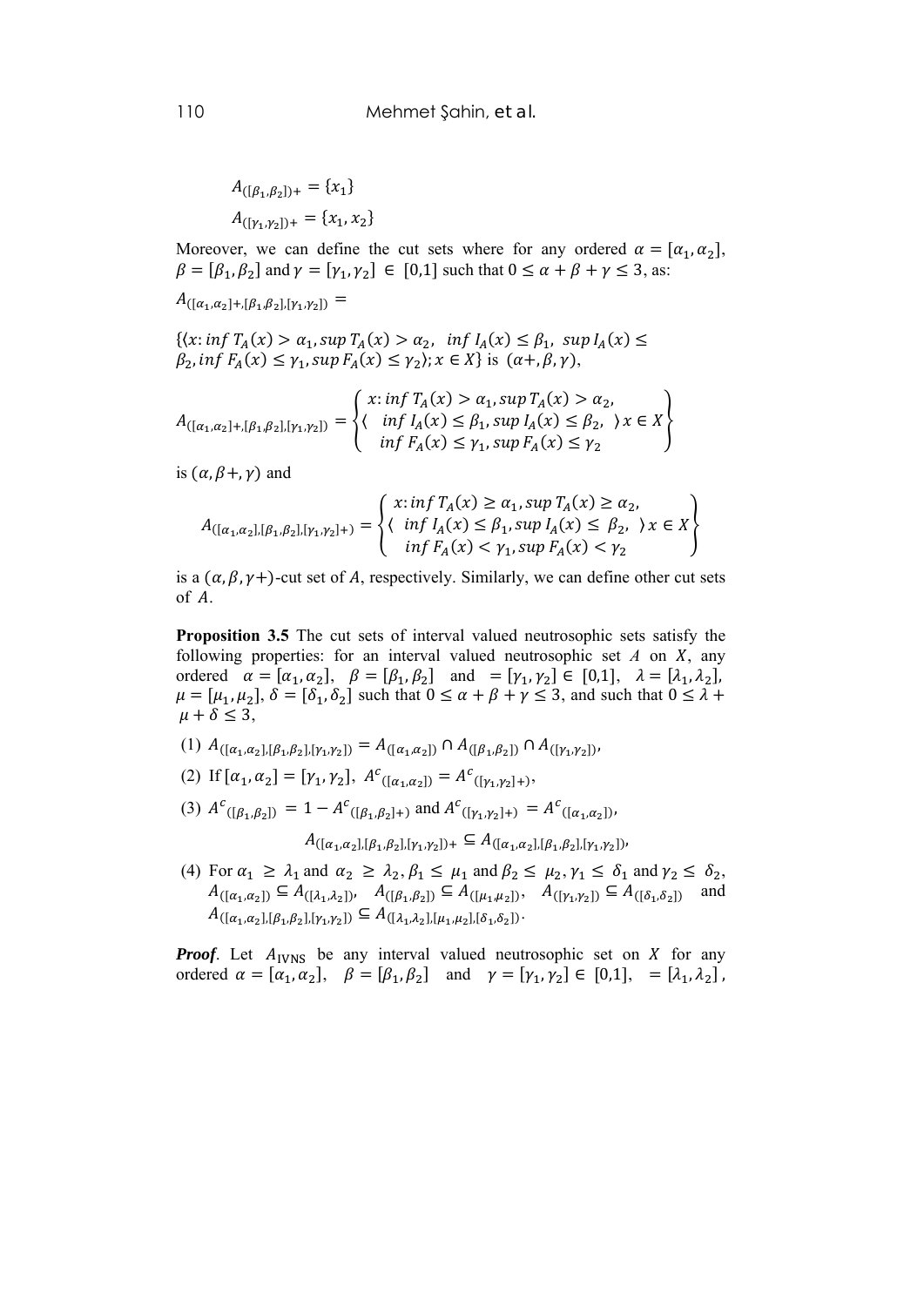$$A_{([\beta_1,\beta_2])+} = \{x_1\}$$

$$A_{([\gamma_1,\gamma_2])+} = \{x_1, x_2\}$$

Moreover, we can define the cut sets where for any ordered $\alpha = [\alpha_1, \alpha_2]$, $\beta = [\beta_1, \beta_2]$ and $\gamma = [\gamma_1, \gamma_2] \in [0,1]$ such that $0 \leq \alpha + \beta + \gamma \leq 3$, as:

$A_{([\alpha_1,\alpha_2]+,[\beta_1,\beta_2],[\gamma_1,\gamma_2])} =$

$\{\langle x: inf\, T_A(x) > \alpha_1, sup\, T_A(x) > \alpha_2,\ \ inf\, I_A(x) \leq \beta_1,\ sup\, I_A(x) \leq \beta_2, inf\, F_A(x) \leq \gamma_1, sup\, F_A(x) \leq \gamma_2\rangle; x \in X\}$ is $(\alpha+, \beta, \gamma)$,

$$A_{([\alpha_1,\alpha_2]+,[\beta_1,\beta_2],[\gamma_1,\gamma_2])} = \left\{ \begin{array}{c} x: inf\, T_A(x) > \alpha_1, sup\, T_A(x) > \alpha_2, \\ \langle \quad inf\, I_A(x) \leq \beta_1, sup\, I_A(x) \leq \beta_2, \quad \rangle\, x \in X \\ inf\, F_A(x) \leq \gamma_1, sup\, F_A(x) \leq \gamma_2 \end{array} \right\}$$

is $(\alpha, \beta+, \gamma)$ and

$$A_{([\alpha_1,\alpha_2],[\beta_1,\beta_2],[\gamma_1,\gamma_2]+)} = \left\{ \begin{array}{c} x: inf\, T_A(x) \geq \alpha_1, sup\, T_A(x) \geq \alpha_2, \\ \langle\ inf\, I_A(x) \leq \beta_1, sup\, I_A(x) \leq\ \beta_2,\ \rangle\, x \in X \\ inf\, F_A(x) < \gamma_1, sup\, F_A(x) < \gamma_2 \end{array} \right\}$$

is a $(\alpha, \beta, \gamma+)$-cut set of $A$, respectively. Similarly, we can define other cut sets of $A$.

**Proposition 3.5** The cut sets of interval valued neutrosophic sets satisfy the following properties: for an interval valued neutrosophic set $A$ on $X$, any ordered $\alpha = [\alpha_1, \alpha_2]$, $\beta = [\beta_1, \beta_2]$ and $= [\gamma_1, \gamma_2] \in [0,1]$, $\lambda = [\lambda_1, \lambda_2]$, $\mu = [\mu_1, \mu_2]$, $\delta = [\delta_1, \delta_2]$ such that $0 \leq \alpha + \beta + \gamma \leq 3$, and such that $0 \leq \lambda + \mu + \delta \leq 3$,

(1) $A_{([\alpha_1,\alpha_2],[\beta_1,\beta_2],[\gamma_1,\gamma_2])} = A_{([\alpha_1,\alpha_2])} \cap A_{([\beta_1,\beta_2])} \cap A_{([\gamma_1,\gamma_2])}$,

(2) If $[\alpha_1, \alpha_2] = [\gamma_1, \gamma_2]$, $A^c{}_{([\alpha_1,\alpha_2])} = A^c{}_{([\gamma_1,\gamma_2]+)}$,

(3) $A^c{}_{([\beta_1,\beta_2])} = 1 - A^c{}_{([\beta_1,\beta_2]+)}$ and $A^c{}_{([\gamma_1,\gamma_2]+)} = A^c{}_{([\alpha_1,\alpha_2])}$,

$$A_{([\alpha_1,\alpha_2],[\beta_1,\beta_2],[\gamma_1,\gamma_2])+} \subseteq A_{([\alpha_1,\alpha_2],[\beta_1,\beta_2],[\gamma_1,\gamma_2])},$$

(4) For $\alpha_1 \geq \lambda_1$ and $\alpha_2 \geq \lambda_2, \beta_1 \leq \mu_1$ and $\beta_2 \leq \mu_2, \gamma_1 \leq \delta_1$ and $\gamma_2 \leq \delta_2$, $A_{([\alpha_1,\alpha_2])} \subseteq A_{([\lambda_1,\lambda_2])}$, $A_{([\beta_1,\beta_2])} \subseteq A_{([\mu_1,\mu_2])}$, $A_{([\gamma_1,\gamma_2])} \subseteq A_{([\delta_1,\delta_2])}$ and $A_{([\alpha_1,\alpha_2],[\beta_1,\beta_2],[\gamma_1,\gamma_2])} \subseteq A_{([\lambda_1,\lambda_2],[\mu_1,\mu_2],[\delta_1,\delta_2])}$.

***Proof***. Let $A_{\text{IVNS}}$ be any interval valued neutrosophic set on $X$ for any ordered $\alpha = [\alpha_1, \alpha_2]$, $\beta = [\beta_1, \beta_2]$ and $\gamma = [\gamma_1, \gamma_2] \in [0,1]$, $= [\lambda_1, \lambda_2]$,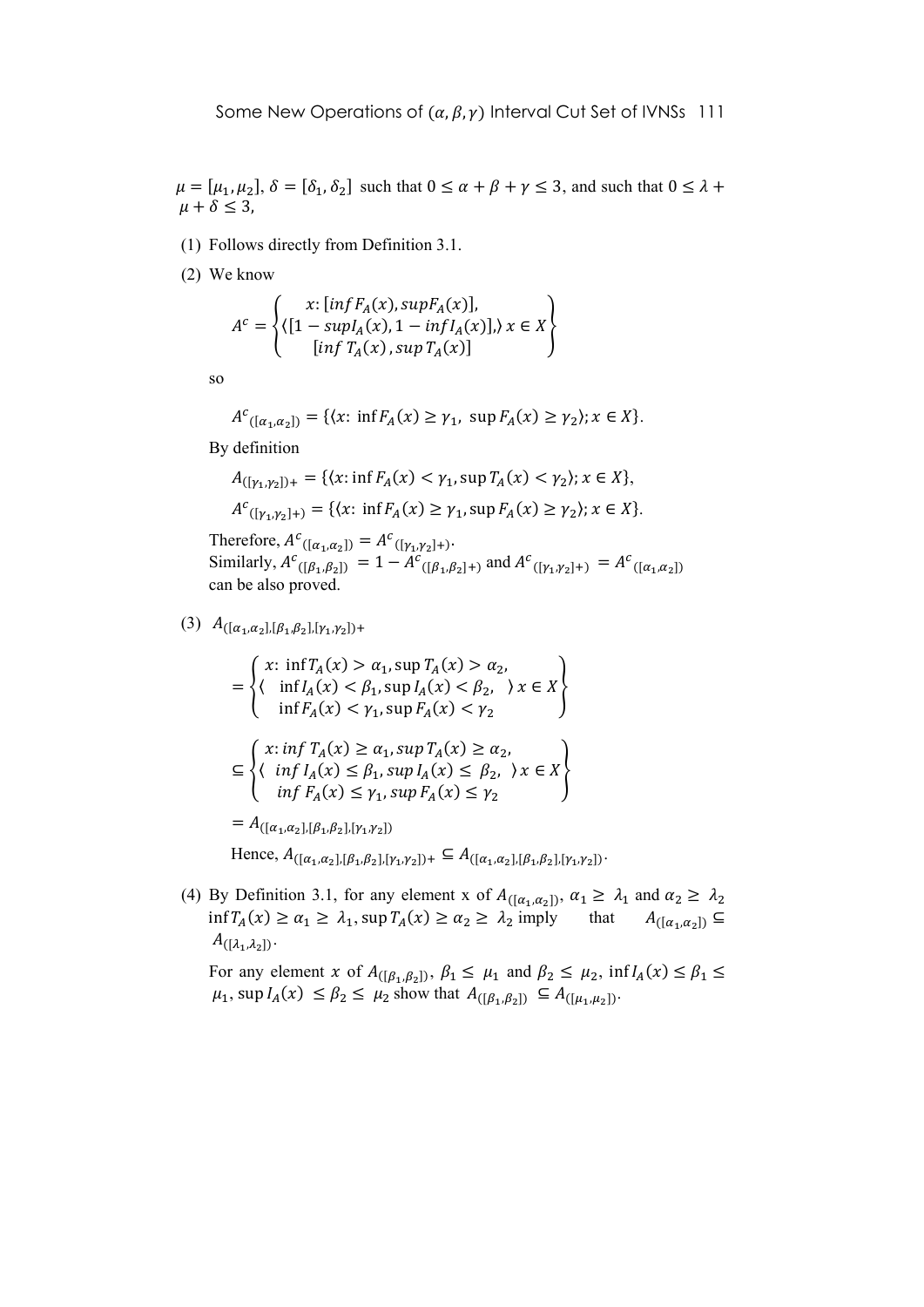$\mu = [\mu_1, \mu_2]$, $\delta = [\delta_1, \delta_2]$ such that $0 \leq \alpha + \beta + \gamma \leq 3$, and such that $0 \leq \lambda + \mu + \delta \leq 3$,

(1) Follows directly from Definition 3.1.

(2) We know

$$A^c = \left\{ \begin{matrix} x: [inf\, F_A(x), sup F_A(x)], \\ \langle [1 - sup I_A(x), 1 - inf\, I_A(x)], \rangle\, x \in X \\ [inf\, T_A(x)\, , sup\, T_A(x)] \end{matrix} \right\}$$

so

$$A^c{}_{([\alpha_1, \alpha_2])} = \{\langle x\!: \inf F_A(x) \geq \gamma_1,\ \sup F_A(x) \geq \gamma_2 \rangle; x \in X\}.$$

By definition

$$A_{([\gamma_1, \gamma_2])+} = \{\langle x\!: \inf F_A(x) < \gamma_1, \sup T_A(x) < \gamma_2 \rangle; x \in X\},$$

$$A^c{}_{([\gamma_1, \gamma_2]+)} = \{\langle x\!: \inf F_A(x) \geq \gamma_1, \sup F_A(x) \geq \gamma_2 \rangle; x \in X\}.$$

Therefore, $A^c{}_{([\alpha_1, \alpha_2])} = A^c{}_{([\gamma_1, \gamma_2]+)}$.
Similarly, $A^c{}_{([\beta_1, \beta_2])} = 1 - A^c{}_{([\beta_1, \beta_2]+)}$ and $A^c{}_{([\gamma_1, \gamma_2]+)} = A^c{}_{([\alpha_1, \alpha_2])}$ can be also proved.

(3) $A_{([\alpha_1, \alpha_2], [\beta_1, \beta_2], [\gamma_1, \gamma_2])+}$

$$= \left\{ \begin{matrix} x\!: \inf T_A(x) > \alpha_1, \sup T_A(x) > \alpha_2, \\ \langle \quad \inf I_A(x) < \beta_1, \sup I_A(x) < \beta_2, \quad \rangle\, x \in X \\ \inf F_A(x) < \gamma_1, \sup F_A(x) < \gamma_2 \end{matrix} \right\}$$

$$\subseteq \left\{ \begin{matrix} x\!: inf\, T_A(x) \geq \alpha_1, sup\, T_A(x) \geq \alpha_2, \\ \langle \quad inf\, I_A(x) \leq \beta_1, sup\, I_A(x) \leq \beta_2, \quad \rangle\, x \in X \\ inf\, F_A(x) \leq \gamma_1, sup\, F_A(x) \leq \gamma_2 \end{matrix} \right\}$$

$= A_{([\alpha_1, \alpha_2], [\beta_1, \beta_2], [\gamma_1, \gamma_2])}$

Hence, $A_{([\alpha_1, \alpha_2], [\beta_1, \beta_2], [\gamma_1, \gamma_2])+} \subseteq A_{([\alpha_1, \alpha_2], [\beta_1, \beta_2], [\gamma_1, \gamma_2])}$.

(4) By Definition 3.1, for any element x of $A_{([\alpha_1, \alpha_2])}$, $\alpha_1 \geq \lambda_1$ and $\alpha_2 \geq \lambda_2$ $\inf T_A(x) \geq \alpha_1 \geq \lambda_1, \sup T_A(x) \geq \alpha_2 \geq \lambda_2$ imply that $A_{([\alpha_1, \alpha_2])} \subseteq A_{([\lambda_1, \lambda_2])}$.

For any element $x$ of $A_{([\beta_1, \beta_2])}$, $\beta_1 \leq \mu_1$ and $\beta_2 \leq \mu_2$, $\inf I_A(x) \leq \beta_1 \leq \mu_1, \sup I_A(x) \leq \beta_2 \leq \mu_2$ show that $A_{([\beta_1, \beta_2])} \subseteq A_{([\mu_1, \mu_2])}$.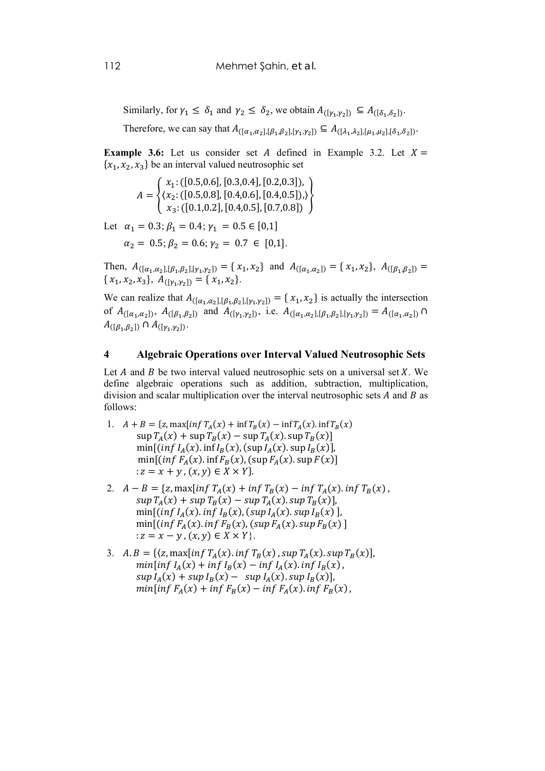Similarly, for $\gamma_1 \leq \delta_1$ and $\gamma_2 \leq \delta_2$, we obtain $A_{([\gamma_1,\gamma_2])} \subseteq A_{([\delta_1,\delta_2])}$.

Therefore, we can say that $A_{([\alpha_1,\alpha_2],[\beta_1,\beta_2],[\gamma_1,\gamma_2])} \subseteq A_{([\lambda_1,\lambda_2],[\mu_1,\mu_2],[\delta_1,\delta_2])}$.

**Example 3.6:** Let us consider set $A$ defined in Example 3.2. Let $X = \{x_1, x_2, x_3\}$ be an interval valued neutrosophic set

$$A = \left\{ \begin{array}{c} x_1: ([0.5,0.6],[0.3,0.4],[0.2,0.3]), \\ \langle x_2: ([0.5,0.8],[0.4,0.6],[0.4,0.5]), \rangle \\ x_3: ([0.1,0.2],[0.4,0.5],[0.7,0.8]) \end{array} \right\}$$

Let $\alpha_1 = 0.3; \beta_1 = 0.4; \gamma_1 = 0.5 \in [0,1]$

$\alpha_2 = 0.5; \beta_2 = 0.6; \gamma_2 = 0.7 \in [0,1]$.

Then, $A_{([\alpha_1,\alpha_2],[\beta_1,\beta_2],[\gamma_1,\gamma_2])} = \{x_1, x_2\}$ and $A_{([\alpha_1,\alpha_2])} = \{x_1, x_2\}$, $A_{([\beta_1,\beta_2])} = \{x_1, x_2, x_3\}$, $A_{([\gamma_1,\gamma_2])} = \{x_1, x_2\}$.

We can realize that $A_{([\alpha_1,\alpha_2],[\beta_1,\beta_2],[\gamma_1,\gamma_2])} = \{x_1, x_2\}$ is actually the intersection of $A_{([\alpha_1,\alpha_2])}$, $A_{([\beta_1,\beta_2])}$ and $A_{([\gamma_1,\gamma_2])}$, i.e. $A_{([\alpha_1,\alpha_2],[\beta_1,\beta_2],[\gamma_1,\gamma_2])} = A_{([\alpha_1,\alpha_2])} \cap A_{([\beta_1,\beta_2])} \cap A_{([\gamma_1,\gamma_2])}$.

## 4 Algebraic Operations over Interval Valued Neutrosophic Sets

Let $A$ and $B$ be two interval valued neutrosophic sets on a universal set $X$. We define algebraic operations such as addition, subtraction, multiplication, division and scalar multiplication over the interval neutrosophic sets $A$ and $B$ as follows:

1. $A + B = \{z, \max[\inf T_A(x) + \inf T_B(x) - \inf T_A(x). \inf T_B(x)$
   $\sup T_A(x) + \sup T_B(x) - \sup T_A(x). \sup T_B(x)]$
   $\min[(\inf I_A(x). \inf I_B(x), (\sup I_A(x). \sup I_B(x)],$
   $\min[(\inf F_A(x). \inf F_B(x), (\sup F_A(x). \sup F(x)]$
   $: z = x + y, (x, y) \in X \times Y\}.$

2. $A - B = \{z, \max[\inf T_A(x) + \inf T_B(x) - \inf T_A(x). \inf T_B(x),$
   $\sup T_A(x) + \sup T_B(x) - \sup T_A(x). \sup T_B(x)],$
   $\min[(\inf I_A(x). \inf I_B(x), (\sup I_A(x). \sup I_B(x)],$
   $\min[(\inf F_A(x). \inf F_B(x), (\sup F_A(x). \sup F_B(x)]$
   $: z = x - y, (x, y) \in X \times Y\}.$

3. $A.B = \{\langle z, \max[\inf T_A(x). \inf T_B(x), \sup T_A(x). \sup T_B(x)],$
   $\min[\inf I_A(x) + \inf I_B(x) - \inf I_A(x). \inf I_B(x),$
   $\sup I_A(x) + \sup I_B(x) - \sup I_A(x). \sup I_B(x)],$
   $\min[\inf F_A(x) + \inf F_B(x) - \inf F_A(x). \inf F_B(x),$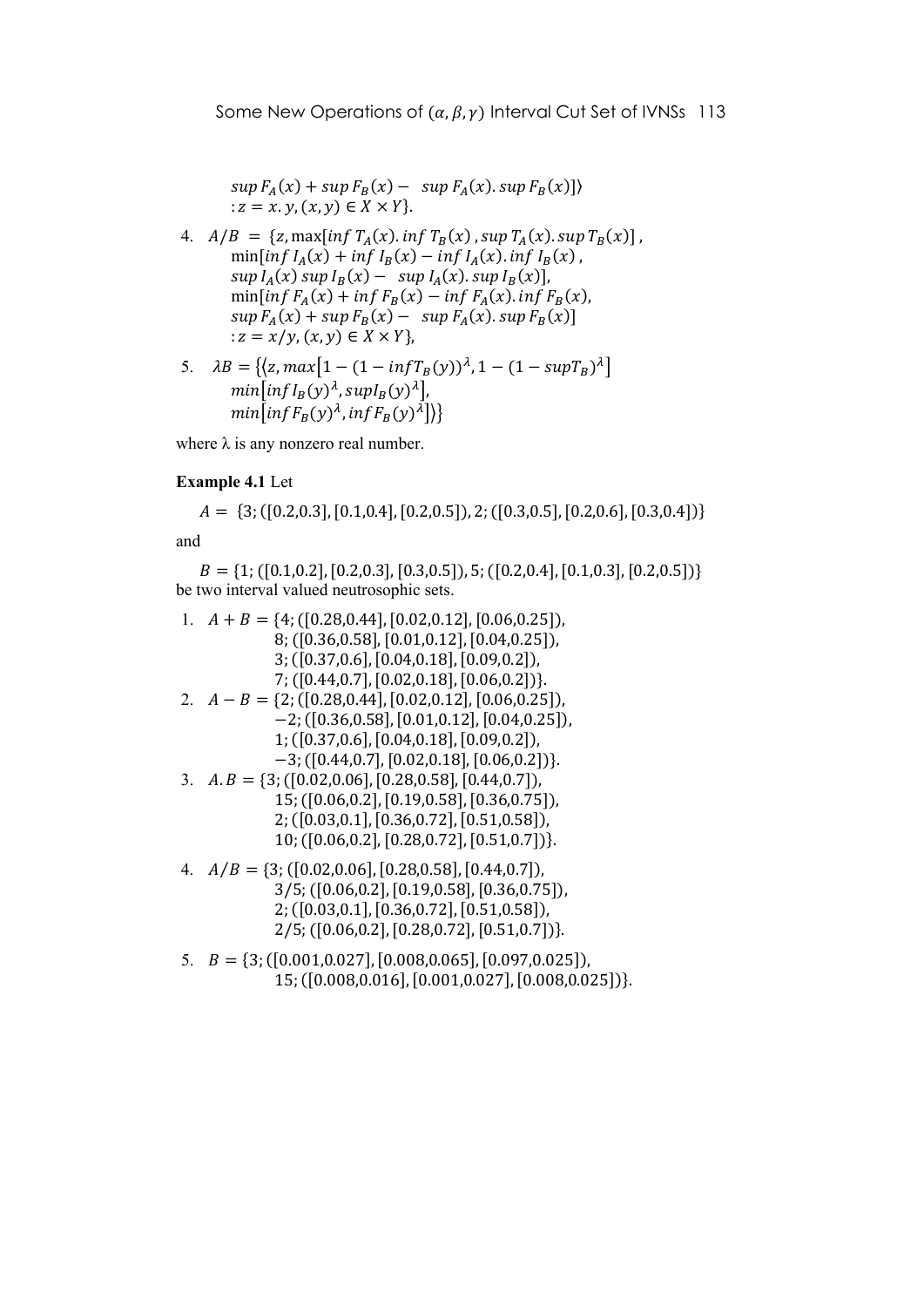$sup\, F_A(x) + sup\, F_B(x) - \ sup\, F_A(x).\, sup\, F_B(x)]\rangle$
$: z = x.y, (x, y) \in X \times Y\}.$

4. $A/B \ = \{z, \max[inf\, T_A(x).\, inf\, T_B(x)\,, sup\, T_A(x).\, sup\, T_B(x)]\,,$
   $\min[inf\, I_A(x) + inf\, I_B(x) - inf\, I_A(x).\, inf\, I_B(x)\,,$
   $sup\, I_A(x)\, sup\, I_B(x) - \ sup\, I_A(x).\, sup\, I_B(x)],$
   $\min[inf\, F_A(x) + inf\, F_B(x) - inf\, F_A(x).\, inf\, F_B(x),$
   $sup\, F_A(x) + sup\, F_B(x) - \ sup\, F_A(x).\, sup\, F_B(x)]$
   $: z = x/y, (x, y) \in X \times Y\},$
5. $\lambda B = \{\langle z, max\left[1-(1-infT_B(y))^{\lambda}, 1-(1-supT_B)^{\lambda}\right]$
   $min\left[inf\, I_B(y)^{\lambda}, supI_B(y)^{\lambda}\right],$
   $min\left[inf\, F_B(y)^{\lambda}, inf\, F_B(y)^{\lambda}\right]\rangle\}$

where λ is any nonzero real number.

**Example 4.1** Let

$A = \{3; ([0.2{,}0.3], [0.1{,}0.4], [0.2{,}0.5]), 2; ([0.3{,}0.5], [0.2{,}0.6], [0.3{,}0.4])\}$

and

$B = \{1; ([0.1{,}0.2], [0.2{,}0.3], [0.3{,}0.5]), 5; ([0.2{,}0.4], [0.1{,}0.3], [0.2{,}0.5])\}$
be two interval valued neutrosophic sets.

1. $A + B = \{4; ([0.28{,}0.44], [0.02{,}0.12], [0.06{,}0.25]),$
   $8; ([0.36{,}0.58], [0.01{,}0.12], [0.04{,}0.25]),$
   $3; ([0.37{,}0.6], [0.04{,}0.18], [0.09{,}0.2]),$
   $7; ([0.44{,}0.7], [0.02{,}0.18], [0.06{,}0.2])\}.$
2. $A - B = \{2; ([0.28{,}0.44], [0.02{,}0.12], [0.06{,}0.25]),$
   $-2; ([0.36{,}0.58], [0.01{,}0.12], [0.04{,}0.25]),$
   $1; ([0.37{,}0.6], [0.04{,}0.18], [0.09{,}0.2]),$
   $-3; ([0.44{,}0.7], [0.02{,}0.18], [0.06{,}0.2])\}.$
3. $A.B = \{3; ([0.02{,}0.06], [0.28{,}0.58], [0.44{,}0.7]),$
   $15; ([0.06{,}0.2], [0.19{,}0.58], [0.36{,}0.75]),$
   $2; ([0.03{,}0.1], [0.36{,}0.72], [0.51{,}0.58]),$
   $10; ([0.06{,}0.2], [0.28{,}0.72], [0.51{,}0.7])\}.$
4. $A/B = \{3; ([0.02{,}0.06], [0.28{,}0.58], [0.44{,}0.7]),$
   $3/5; ([0.06{,}0.2], [0.19{,}0.58], [0.36{,}0.75]),$
   $2; ([0.03{,}0.1], [0.36{,}0.72], [0.51{,}0.58]),$
   $2/5; ([0.06{,}0.2], [0.28{,}0.72], [0.51{,}0.7])\}.$
5. $B = \{3; ([0.001{,}0.027], [0.008{,}0.065], [0.097{,}0.025]),$
   $15; ([0.008{,}0.016], [0.001{,}0.027], [0.008{,}0.025])\}.$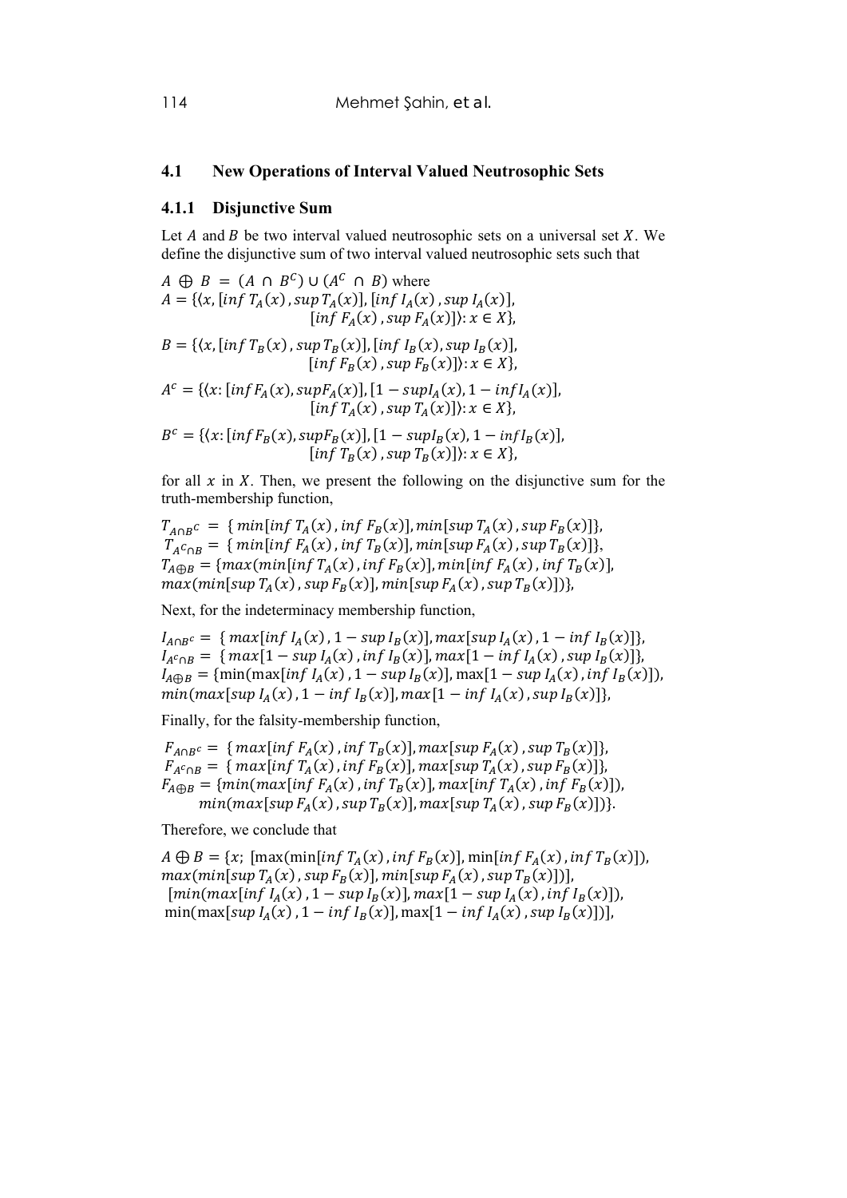### 4.1 New Operations of Interval Valued Neutrosophic Sets

#### 4.1.1 Disjunctive Sum

Let $A$ and $B$ be two interval valued neutrosophic sets on a universal set $X$. We define the disjunctive sum of two interval valued neutrosophic sets such that

$A \oplus B = (A \cap B^C) \cup (A^C \cap B)$ where

$$A = \{\langle x, [inf\, T_A(x), sup\, T_A(x)], [inf\, I_A(x), sup\, I_A(x)], [inf\, F_A(x), sup\, F_A(x)]\rangle : x \in X\},$$

$$B = \{\langle x, [inf\, T_B(x), sup\, T_B(x)], [inf\, I_B(x), sup\, I_B(x)], [inf\, F_B(x), sup\, F_B(x)]\rangle : x \in X\},$$

$$A^c = \{\langle x: [inf\, F_A(x), sup F_A(x)], [1 - sup I_A(x), 1 - inf I_A(x)], [inf\, T_A(x), sup\, T_A(x)]\rangle : x \in X\},$$

$$B^c = \{\langle x: [inf\, F_B(x), sup F_B(x)], [1 - sup I_B(x), 1 - inf I_B(x)], [inf\, T_B(x), sup\, T_B(x)]\rangle : x \in X\},$$

for all $x$ in $X$. Then, we present the following on the disjunctive sum for the truth-membership function,

$$T_{A \cap B^c} = \{ min[inf\, T_A(x), inf\, F_B(x)], min[sup\, T_A(x), sup\, F_B(x)]\},$$
$$T_{A^c \cap B} = \{ min[inf\, F_A(x), inf\, T_B(x)], min[sup\, F_A(x), sup\, T_B(x)]\},$$
$$T_{A \oplus B} = \{max(min[inf\, T_A(x), inf\, F_B(x)], min[inf\, F_A(x), inf\, T_B(x)], max(min[sup\, T_A(x), sup\, F_B(x)], min[sup\, F_A(x), sup\, T_B(x)])\},$$

Next, for the indeterminacy membership function,

$$I_{A \cap B^c} = \{ max[inf\, I_A(x), 1 - sup\, I_B(x)], max[sup\, I_A(x), 1 - inf\, I_B(x)]\},$$
$$I_{A^c \cap B} = \{ max[1 - sup\, I_A(x), inf\, I_B(x)], max[1 - inf\, I_A(x), sup\, I_B(x)]\},$$
$$I_{A \oplus B} = \{min(max[inf\, I_A(x), 1 - sup\, I_B(x)], max[1 - sup\, I_A(x), inf\, I_B(x)]), min(max[sup\, I_A(x), 1 - inf\, I_B(x)], max[1 - inf\, I_A(x), sup\, I_B(x)]\},$$

Finally, for the falsity-membership function,

$$F_{A \cap B^c} = \{ max[inf\, F_A(x), inf\, T_B(x)], max[sup\, F_A(x), sup\, T_B(x)]\},$$
$$F_{A^c \cap B} = \{ max[inf\, T_A(x), inf\, F_B(x)], max[sup\, T_A(x), sup\, F_B(x)]\},$$
$$F_{A \oplus B} = \{min(max[inf\, F_A(x), inf\, T_B(x)], max[inf\, T_A(x), inf\, F_B(x)]), min(max[sup\, F_A(x), sup\, T_B(x)], max[sup\, T_A(x), sup\, F_B(x)])\}.$$

Therefore, we conclude that

$$A \oplus B = \{x;\ [max(min[inf\, T_A(x), inf\, F_B(x)], min[inf\, F_A(x), inf\, T_B(x)]), max(min[sup\, T_A(x), sup\, F_B(x)], min[sup\, F_A(x), sup\, T_B(x)])],$$
$$[min(max[inf\, I_A(x), 1 - sup\, I_B(x)], max[1 - sup\, I_A(x), inf\, I_B(x)]), min(max[sup\, I_A(x), 1 - inf\, I_B(x)], max[1 - inf\, I_A(x), sup\, I_B(x)])],$$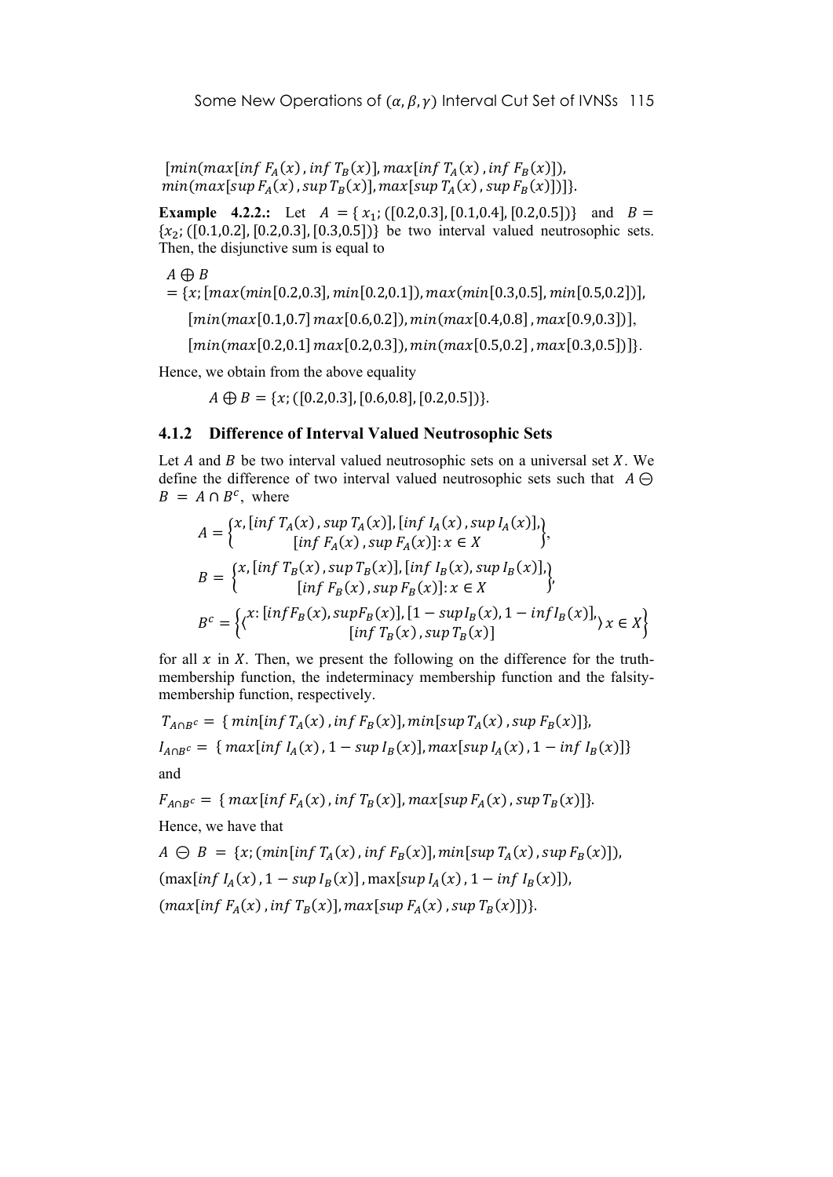$[min(max[inf\ F_A(x), inf\ T_B(x)], max[inf\ T_A(x), inf\ F_B(x)]),$
$min(max[sup\ F_A(x), sup\ T_B(x)], max[sup\ T_A(x), sup\ F_B(x)])]\}.$

**Example 4.2.2.:** Let $A = \{x_1; ([0.2,0.3], [0.1,0.4], [0.2,0.5])\}$ and $B = \{x_2; ([0.1,0.2], [0.2,0.3], [0.3,0.5])\}$ be two interval valued neutrosophic sets. Then, the disjunctive sum is equal to

$$A \oplus B$$
$$= \{x; [max(min[0.2,0.3], min[0.2,0.1]), max(min[0.3,0.5], min[0.5,0.2])],$$
$$[min(max[0.1,0.7]\ max[0.6,0.2]), min(max[0.4,0.8], max[0.9,0.3])],$$
$$[min(max[0.2,0.1]\ max[0.2,0.3]), min(max[0.5,0.2], max[0.3,0.5])]\}.$$

Hence, we obtain from the above equality

$$A \oplus B = \{x; ([0.2,0.3], [0.6,0.8], [0.2,0.5])\}.$$

### 4.1.2 Difference of Interval Valued Neutrosophic Sets

Let $A$ and $B$ be two interval valued neutrosophic sets on a universal set $X$. We define the difference of two interval valued neutrosophic sets such that $A \ominus B = A \cap B^c$, where

$$A = \left\{\begin{matrix} x, [inf\ T_A(x), sup\ T_A(x)], [inf\ I_A(x), sup\ I_A(x)], \\ [inf\ F_A(x), sup\ F_A(x)]: x \in X \end{matrix}\right\},$$

$$B = \left\{\begin{matrix} x, [inf\ T_B(x), sup\ T_B(x)], [inf\ I_B(x), sup\ I_B(x)], \\ [inf\ F_B(x), sup\ F_B(x)]: x \in X \end{matrix}\right\},$$

$$B^c = \left\{\left\langle\begin{matrix} x: [infF_B(x), supF_B(x)], [1 - supI_B(x), 1 - infI_B(x)], \\ [inf\ T_B(x), sup\ T_B(x)] \end{matrix}\right\rangle x \in X\right\}$$

for all $x$ in $X$. Then, we present the following on the difference for the truth-membership function, the indeterminacy membership function and the falsity-membership function, respectively.

$T_{A \cap B^c} = \{min[inf\ T_A(x), inf\ F_B(x)], min[sup\ T_A(x), sup\ F_B(x)]\},$

$I_{A \cap B^c} = \{max[inf\ I_A(x), 1 - sup\ I_B(x)], max[sup\ I_A(x), 1 - inf\ I_B(x)]\}$

and

$F_{A \cap B^c} = \{max[inf\ F_A(x), inf\ T_B(x)], max[sup\ F_A(x), sup\ T_B(x)]\}.$

Hence, we have that

$A \ominus B = \{x; (min[inf\ T_A(x), inf\ F_B(x)], min[sup\ T_A(x), sup\ F_B(x)]),$

$(\max[inf\ I_A(x), 1 - sup\ I_B(x)], \max[sup\ I_A(x), 1 - inf\ I_B(x)]),$

$(max[inf\ F_A(x), inf\ T_B(x)], max[sup\ F_A(x), sup\ T_B(x)])\}.$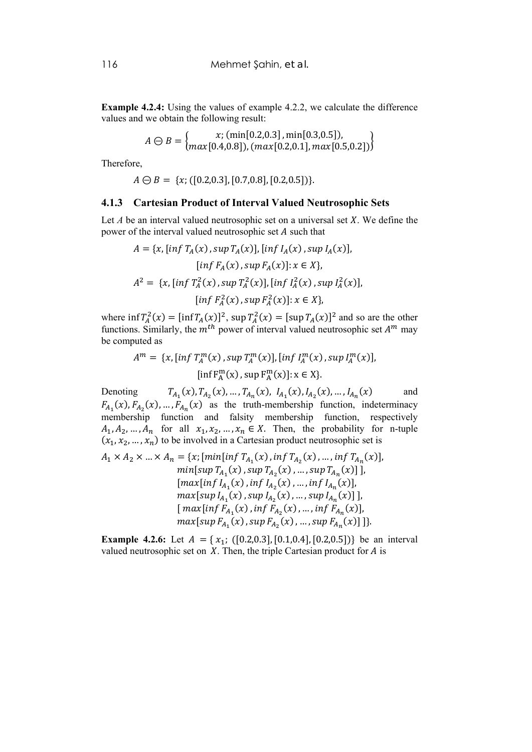**Example 4.2.4:** Using the values of example 4.2.2, we calculate the difference values and we obtain the following result:

$$A \ominus B = \left\{ \begin{matrix} x; (\min[0.2,0.3], \min[0.3,0.5]), \\ max[0.4,0.8]), (max[0.2,0.1], max[0.5,0.2]) \end{matrix} \right\}$$

Therefore,

$$A \ominus B = \{x; ([0.2,0.3], [0.7,0.8], [0.2,0.5])\}.$$

### 4.1.3 Cartesian Product of Interval Valued Neutrosophic Sets

Let *A* be an interval valued neutrosophic set on a universal set $X$. We define the power of the interval valued neutrosophic set $A$ such that

$$A = \{x, [inf\, T_A(x), sup\, T_A(x)], [inf\, I_A(x), sup\, I_A(x)], [inf\, F_A(x), sup\, F_A(x)]: x \in X\},$$

$$A^2 = \{x, [inf\, T_A^2(x), sup\, T_A^2(x)], [inf\, I_A^2(x), sup\, I_A^2(x)], [inf\, F_A^2(x), sup\, F_A^2(x)]: x \in X\},$$

where $\inf T_A^2(x) = [\inf T_A(x)]^2$, $\sup T_A^2(x) = [\sup T_A(x)]^2$ and so are the other functions. Similarly, the $m^{th}$ power of interval valued neutrosophic set $A^m$ may be computed as

$$A^m = \{x, [inf\, T_A^m(x), sup\, T_A^m(x)], [inf\, I_A^m(x), sup\, I_A^m(x)], [\inf F_A^m(x), \sup F_A^m(x)]: x \in X\}.$$

Denoting $T_{A_1}(x), T_{A_2}(x), \ldots, T_{A_n}(x)$, $I_{A_1}(x), I_{A_2}(x), \ldots, I_{A_n}(x)$ and $F_{A_1}(x), F_{A_2}(x), \ldots, F_{A_n}(x)$ as the truth-membership function, indeterminacy membership function and falsity membership function, respectively $A_1, A_2, \ldots, A_n$ for all $x_1, x_2, \ldots, x_n \in X$. Then, the probability for n-tuple $(x_1, x_2, \ldots, x_n)$ to be involved in a Cartesian product neutrosophic set is

$$\begin{aligned} A_1 \times A_2 \times \ldots \times A_n = \{x; [&min[inf\, T_{A_1}(x), inf\, T_{A_2}(x), \ldots, inf\, T_{A_n}(x)], \\ &min[sup\, T_{A_1}(x), sup\, T_{A_2}(x), \ldots, sup\, T_{A_n}(x)]], \\ &[max[inf\, I_{A_1}(x), inf\, I_{A_2}(x), \ldots, inf\, I_{A_n}(x)], \\ &max[sup\, I_{A_1}(x), sup\, I_{A_2}(x), \ldots, sup\, I_{A_n}(x)]], \\ &[max[inf\, F_{A_1}(x), inf\, F_{A_2}(x), \ldots, inf\, F_{A_n}(x)], \\ &max[sup\, F_{A_1}(x), sup\, F_{A_2}(x), \ldots, sup\, F_{A_n}(x)]]\}. \end{aligned}$$

**Example 4.2.6:** Let $A = \{x_1; ([0.2,0.3], [0.1,0.4], [0.2,0.5])\}$ be an interval valued neutrosophic set on $X$. Then, the triple Cartesian product for $A$ is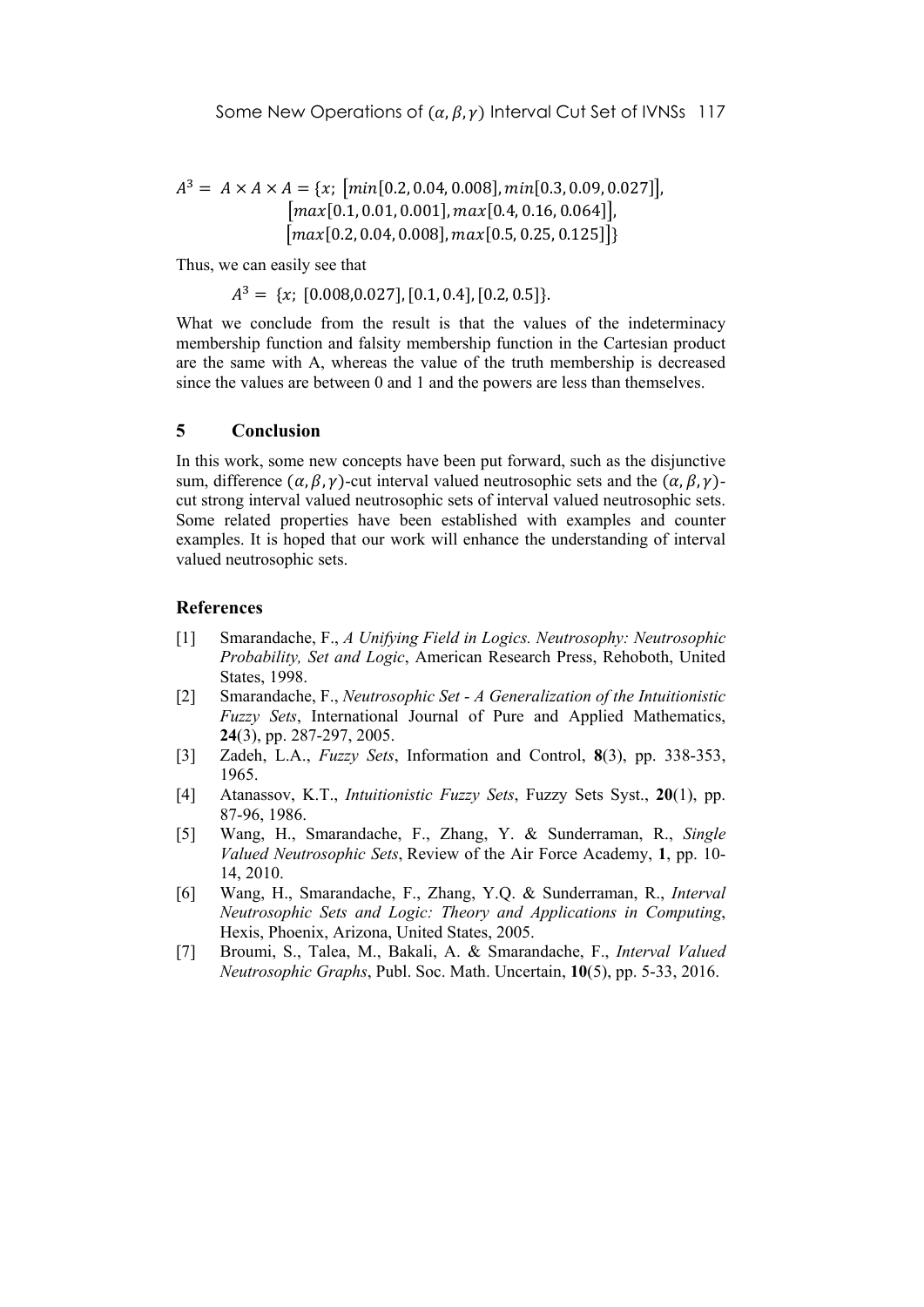$$A^3 = A \times A \times A = \{x;\ [min[0.2, 0.04, 0.008], min[0.3, 0.09, 0.027]],$$
$$[max[0.1, 0.01, 0.001], max[0.4, 0.16, 0.064]],$$
$$[max[0.2, 0.04, 0.008], max[0.5, 0.25, 0.125]]\}$$

Thus, we can easily see that

$$A^3 = \{x;\ [0.008, 0.027], [0.1, 0.4], [0.2, 0.5]\}.$$

What we conclude from the result is that the values of the indeterminacy membership function and falsity membership function in the Cartesian product are the same with A, whereas the value of the truth membership is decreased since the values are between 0 and 1 and the powers are less than themselves.

## 5 Conclusion

In this work, some new concepts have been put forward, such as the disjunctive sum, difference $(\alpha, \beta, \gamma)$-cut interval valued neutrosophic sets and the $(\alpha, \beta, \gamma)$-cut strong interval valued neutrosophic sets of interval valued neutrosophic sets. Some related properties have been established with examples and counter examples. It is hoped that our work will enhance the understanding of interval valued neutrosophic sets.

## References

[1] Smarandache, F., *A Unifying Field in Logics. Neutrosophy: Neutrosophic Probability, Set and Logic*, American Research Press, Rehoboth, United States, 1998.

[2] Smarandache, F., *Neutrosophic Set - A Generalization of the Intuitionistic Fuzzy Sets*, International Journal of Pure and Applied Mathematics, **24**(3), pp. 287-297, 2005.

[3] Zadeh, L.A., *Fuzzy Sets*, Information and Control, **8**(3), pp. 338-353, 1965.

[4] Atanassov, K.T., *Intuitionistic Fuzzy Sets*, Fuzzy Sets Syst., **20**(1), pp. 87-96, 1986.

[5] Wang, H., Smarandache, F., Zhang, Y. & Sunderraman, R., *Single Valued Neutrosophic Sets*, Review of the Air Force Academy, **1**, pp. 10-14, 2010.

[6] Wang, H., Smarandache, F., Zhang, Y.Q. & Sunderraman, R., *Interval Neutrosophic Sets and Logic: Theory and Applications in Computing*, Hexis, Phoenix, Arizona, United States, 2005.

[7] Broumi, S., Talea, M., Bakali, A. & Smarandache, F., *Interval Valued Neutrosophic Graphs*, Publ. Soc. Math. Uncertain, **10**(5), pp. 5-33, 2016.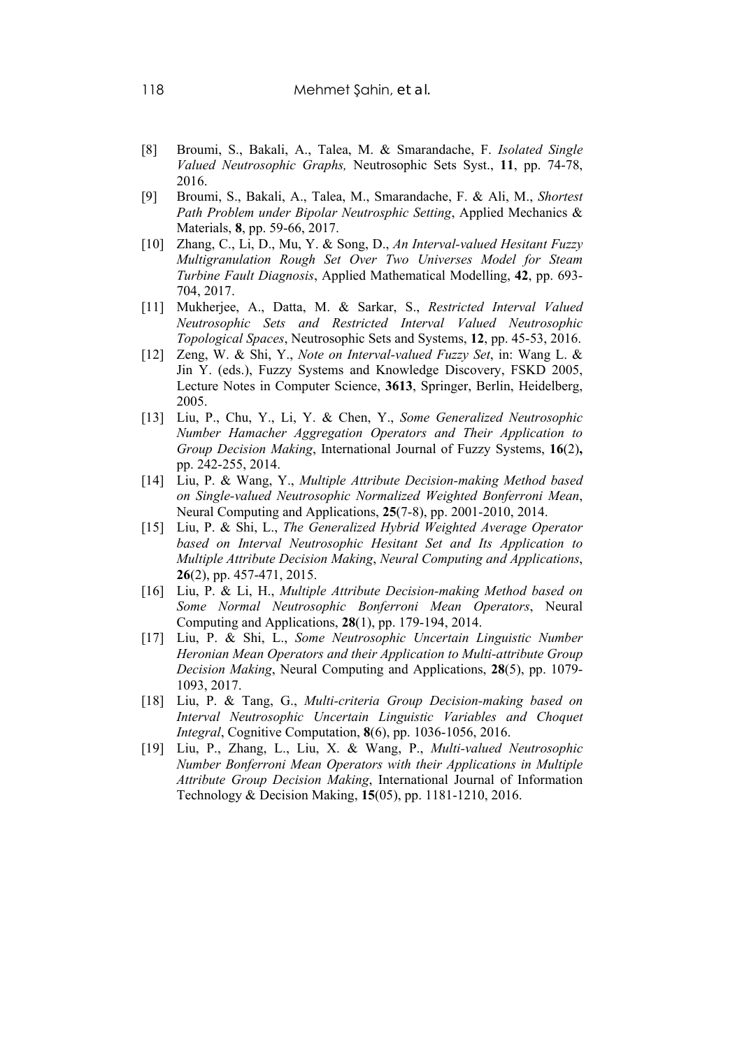[8] Broumi, S., Bakali, A., Talea, M. & Smarandache, F. *Isolated Single Valued Neutrosophic Graphs,* Neutrosophic Sets Syst., **11**, pp. 74-78, 2016.

[9] Broumi, S., Bakali, A., Talea, M., Smarandache, F. & Ali, M., *Shortest Path Problem under Bipolar Neutrosphic Setting*, Applied Mechanics & Materials, **8**, pp. 59-66, 2017.

[10] Zhang, C., Li, D., Mu, Y. & Song, D., *An Interval-valued Hesitant Fuzzy Multigranulation Rough Set Over Two Universes Model for Steam Turbine Fault Diagnosis*, Applied Mathematical Modelling, **42**, pp. 693-704, 2017.

[11] Mukherjee, A., Datta, M. & Sarkar, S., *Restricted Interval Valued Neutrosophic Sets and Restricted Interval Valued Neutrosophic Topological Spaces*, Neutrosophic Sets and Systems, **12**, pp. 45-53, 2016.

[12] Zeng, W. & Shi, Y., *Note on Interval-valued Fuzzy Set*, in: Wang L. & Jin Y. (eds.), Fuzzy Systems and Knowledge Discovery, FSKD 2005, Lecture Notes in Computer Science, **3613**, Springer, Berlin, Heidelberg, 2005.

[13] Liu, P., Chu, Y., Li, Y. & Chen, Y., *Some Generalized Neutrosophic Number Hamacher Aggregation Operators and Their Application to Group Decision Making*, International Journal of Fuzzy Systems, **16**(2)**,** pp. 242-255, 2014.

[14] Liu, P. & Wang, Y., *Multiple Attribute Decision-making Method based on Single-valued Neutrosophic Normalized Weighted Bonferroni Mean*, Neural Computing and Applications, **25**(7-8), pp. 2001-2010, 2014.

[15] Liu, P. & Shi, L., *The Generalized Hybrid Weighted Average Operator based on Interval Neutrosophic Hesitant Set and Its Application to Multiple Attribute Decision Making*, *Neural Computing and Applications*, **26**(2), pp. 457-471, 2015.

[16] Liu, P. & Li, H., *Multiple Attribute Decision-making Method based on Some Normal Neutrosophic Bonferroni Mean Operators*, Neural Computing and Applications, **28**(1), pp. 179-194, 2014.

[17] Liu, P. & Shi, L., *Some Neutrosophic Uncertain Linguistic Number Heronian Mean Operators and their Application to Multi-attribute Group Decision Making*, Neural Computing and Applications, **28**(5), pp. 1079-1093, 2017.

[18] Liu, P. & Tang, G., *Multi-criteria Group Decision-making based on Interval Neutrosophic Uncertain Linguistic Variables and Choquet Integral*, Cognitive Computation, **8**(6), pp. 1036-1056, 2016.

[19] Liu, P., Zhang, L., Liu, X. & Wang, P., *Multi-valued Neutrosophic Number Bonferroni Mean Operators with their Applications in Multiple Attribute Group Decision Making*, International Journal of Information Technology & Decision Making, **15**(05), pp. 1181-1210, 2016.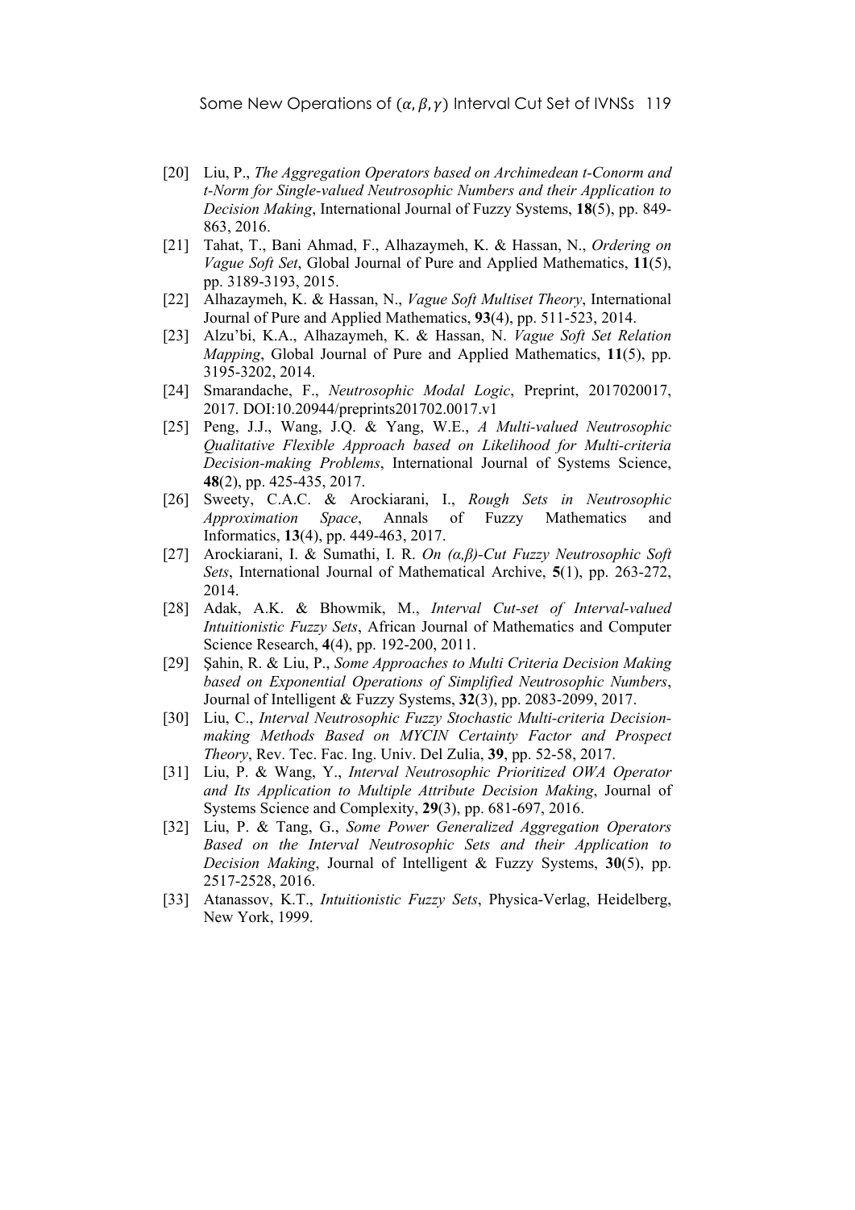[20] Liu, P., *The Aggregation Operators based on Archimedean t-Conorm and t-Norm for Single-valued Neutrosophic Numbers and their Application to Decision Making*, International Journal of Fuzzy Systems, **18**(5), pp. 849-863, 2016.

[21] Tahat, T., Bani Ahmad, F., Alhazaymeh, K. & Hassan, N., *Ordering on Vague Soft Set*, Global Journal of Pure and Applied Mathematics, **11**(5), pp. 3189-3193, 2015.

[22] Alhazaymeh, K. & Hassan, N., *Vague Soft Multiset Theory*, International Journal of Pure and Applied Mathematics, **93**(4), pp. 511-523, 2014.

[23] Alzu'bi, K.A., Alhazaymeh, K. & Hassan, N. *Vague Soft Set Relation Mapping*, Global Journal of Pure and Applied Mathematics, **11**(5), pp. 3195-3202, 2014.

[24] Smarandache, F., *Neutrosophic Modal Logic*, Preprint, 2017020017, 2017. DOI:10.20944/preprints201702.0017.v1

[25] Peng, J.J., Wang, J.Q. & Yang, W.E., *A Multi-valued Neutrosophic Qualitative Flexible Approach based on Likelihood for Multi-criteria Decision-making Problems*, International Journal of Systems Science, **48**(2), pp. 425-435, 2017.

[26] Sweety, C.A.C. & Arockiarani, I., *Rough Sets in Neutrosophic Approximation Space*, Annals of Fuzzy Mathematics and Informatics, **13**(4), pp. 449-463, 2017.

[27] Arockiarani, I. & Sumathi, I. R. *On (α,β)-Cut Fuzzy Neutrosophic Soft Sets*, International Journal of Mathematical Archive, **5**(1), pp. 263-272, 2014.

[28] Adak, A.K. & Bhowmik, M., *Interval Cut-set of Interval-valued Intuitionistic Fuzzy Sets*, African Journal of Mathematics and Computer Science Research, **4**(4), pp. 192-200, 2011.

[29] Şahin, R. & Liu, P., *Some Approaches to Multi Criteria Decision Making based on Exponential Operations of Simplified Neutrosophic Numbers*, Journal of Intelligent & Fuzzy Systems, **32**(3), pp. 2083-2099, 2017.

[30] Liu, C., *Interval Neutrosophic Fuzzy Stochastic Multi-criteria Decision-making Methods Based on MYCIN Certainty Factor and Prospect Theory*, Rev. Tec. Fac. Ing. Univ. Del Zulia, **39**, pp. 52-58, 2017.

[31] Liu, P. & Wang, Y., *Interval Neutrosophic Prioritized OWA Operator and Its Application to Multiple Attribute Decision Making*, Journal of Systems Science and Complexity, **29**(3), pp. 681-697, 2016.

[32] Liu, P. & Tang, G., *Some Power Generalized Aggregation Operators Based on the Interval Neutrosophic Sets and their Application to Decision Making*, Journal of Intelligent & Fuzzy Systems, **30**(5), pp. 2517-2528, 2016.

[33] Atanassov, K.T., *Intuitionistic Fuzzy Sets*, Physica-Verlag, Heidelberg, New York, 1999.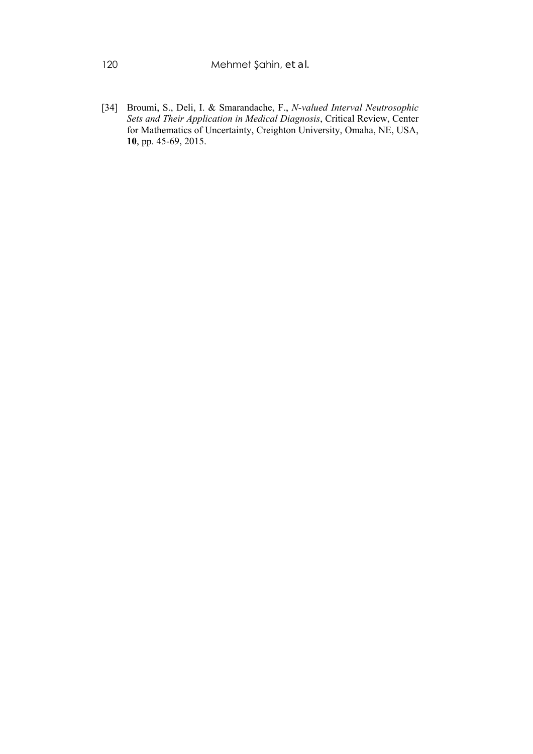[34] Broumi, S., Deli, I. & Smarandache, F., *N-valued Interval Neutrosophic Sets and Their Application in Medical Diagnosis*, Critical Review, Center for Mathematics of Uncertainty, Creighton University, Omaha, NE, USA, **10**, pp. 45-69, 2015.